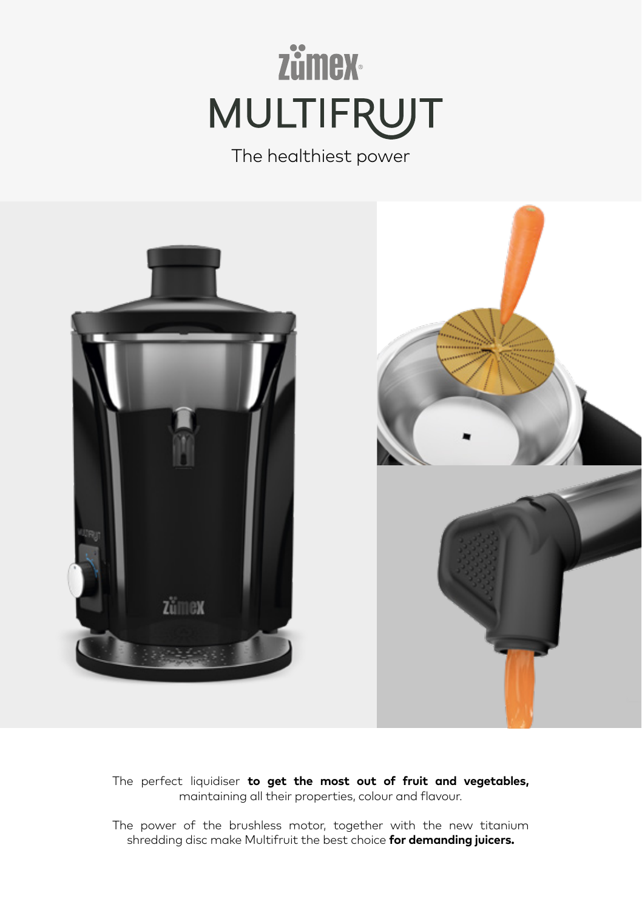# zümex

# MULTIFRUIT

The healthiest power

The perfect liquidiser **to get the most out of fruit and vegetables,** maintaining all their properties, colour and flavour.

The power of the brushless motor, together with the new titanium shredding disc make Multifruit the best choice **for demanding juicers.**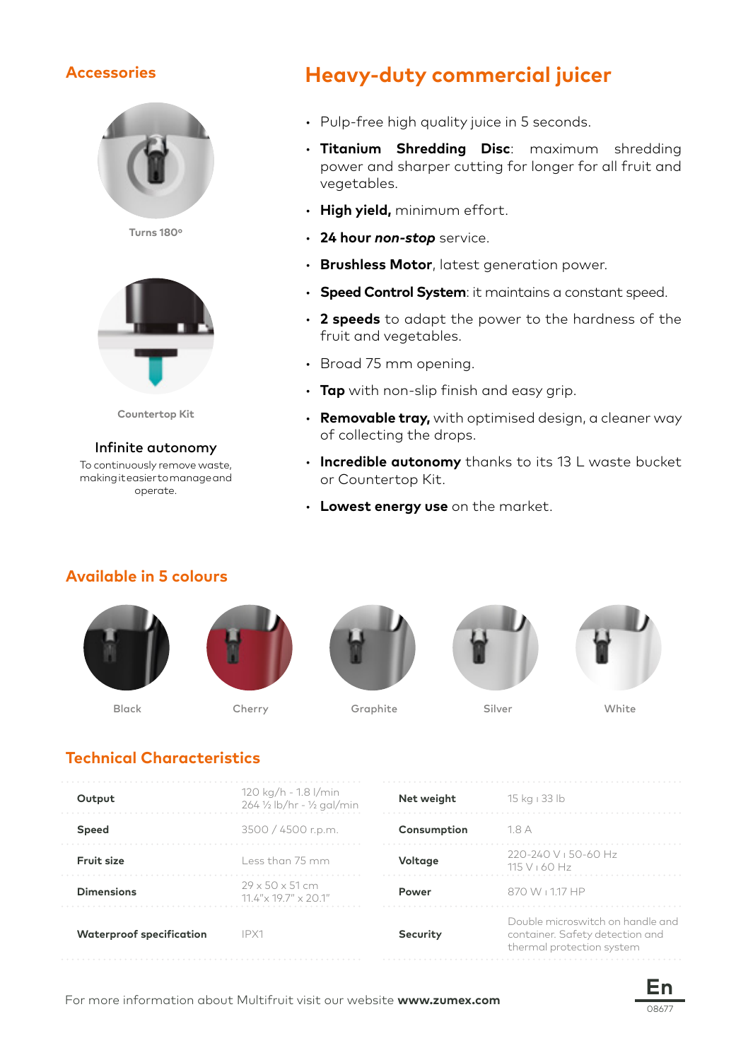## Accessories

Turns 180º

Countertop Kit

### Infinite autonomy

To continuously remove waste, making it easier to manage and operate.

# Heavy-duty commercial juicer

- Pulp-free high quality juice in 5 seconds.
- **Titanium Shredding Disc**: maximum shredding power and sharper cutting for longer for all fruit and vegetables.
- **High yield,** minimum effort.
- **24 hour *non-stop*** service.
- **Brushless Motor**, latest generation power.
- **Speed Control System**: it maintains a constant speed.
- **2 speeds** to adapt the power to the hardness of the fruit and vegetables.
- Broad 75 mm opening.
- **Tap** with non-slip finish and easy grip.
- **Removable tray,** with optimised design, a cleaner way of collecting the drops.
- **Incredible autonomy** thanks to its 13 L waste bucket or Countertop Kit.
- **Lowest energy use** on the market.

## Available in 5 colours

Black | Cherry | Graphite | Silver | White

## Technical Characteristics

| | | | |
|---|---|---|---|
| **Output** | 120 kg/h - 1.8 l/min<br>264 ½ lb/hr - ½ gal/min | **Net weight** | 15 kg ı 33 lb |
| **Speed** | 3500 / 4500 r.p.m. | **Consumption** | 1.8 A |
| **Fruit size** | Less than 75 mm | **Voltage** | 220-240 V ı 50-60 Hz<br>115 V ı 60 Hz |
| **Dimensions** | 29 x 50 x 51 cm<br>11.4" x 19.7" x 20.1" | **Power** | 870 W ı 1.17 HP |
| **Waterproof specification** | IPX1 | **Security** | Double microswitch on handle and container. Safety detection and thermal protection system |

For more information about Multifruit visit our website **www.zumex.com**

En

08677